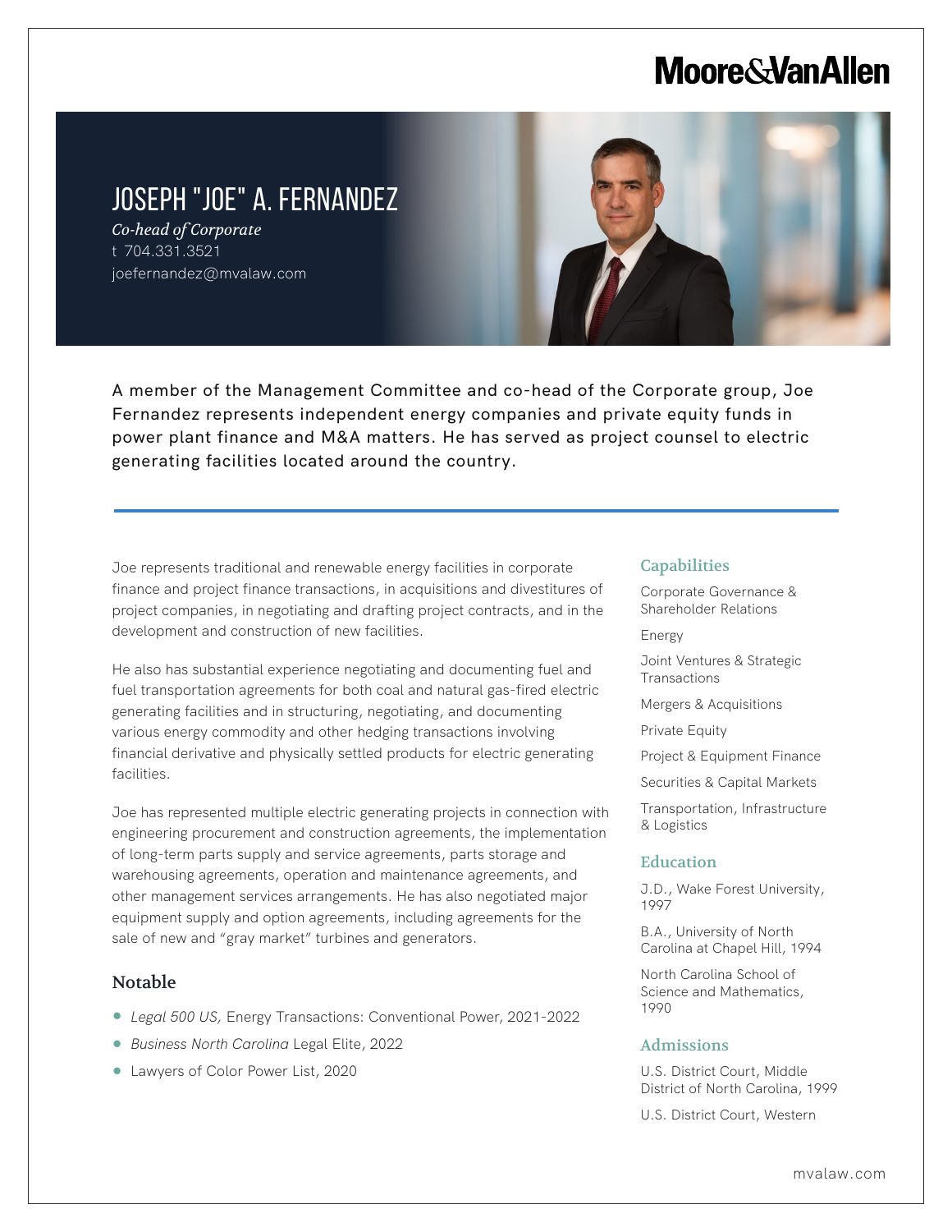# JOSEPH "JOE" A. FERNANDEZ

*Co-head of Corporate*

t 704.331.3521

joefernandez@mvalaw.com

A member of the Management Committee and co-head of the Corporate group, Joe Fernandez represents independent energy companies and private equity funds in power plant finance and M&A matters. He has served as project counsel to electric generating facilities located around the country.

Joe represents traditional and renewable energy facilities in corporate finance and project finance transactions, in acquisitions and divestitures of project companies, in negotiating and drafting project contracts, and in the development and construction of new facilities.

He also has substantial experience negotiating and documenting fuel and fuel transportation agreements for both coal and natural gas-fired electric generating facilities and in structuring, negotiating, and documenting various energy commodity and other hedging transactions involving financial derivative and physically settled products for electric generating facilities.

Joe has represented multiple electric generating projects in connection with engineering procurement and construction agreements, the implementation of long-term parts supply and service agreements, parts storage and warehousing agreements, operation and maintenance agreements, and other management services arrangements. He has also negotiated major equipment supply and option agreements, including agreements for the sale of new and "gray market" turbines and generators.

## Notable

- *Legal 500 US,* Energy Transactions: Conventional Power, 2021-2022
- *Business North Carolina* Legal Elite, 2022
- Lawyers of Color Power List, 2020

## Capabilities

Corporate Governance & Shareholder Relations

Energy

Joint Ventures & Strategic Transactions

Mergers & Acquisitions

Private Equity

Project & Equipment Finance

Securities & Capital Markets

Transportation, Infrastructure & Logistics

## Education

J.D., Wake Forest University, 1997

B.A., University of North Carolina at Chapel Hill, 1994

North Carolina School of Science and Mathematics, 1990

## Admissions

U.S. District Court, Middle District of North Carolina, 1999

U.S. District Court, Western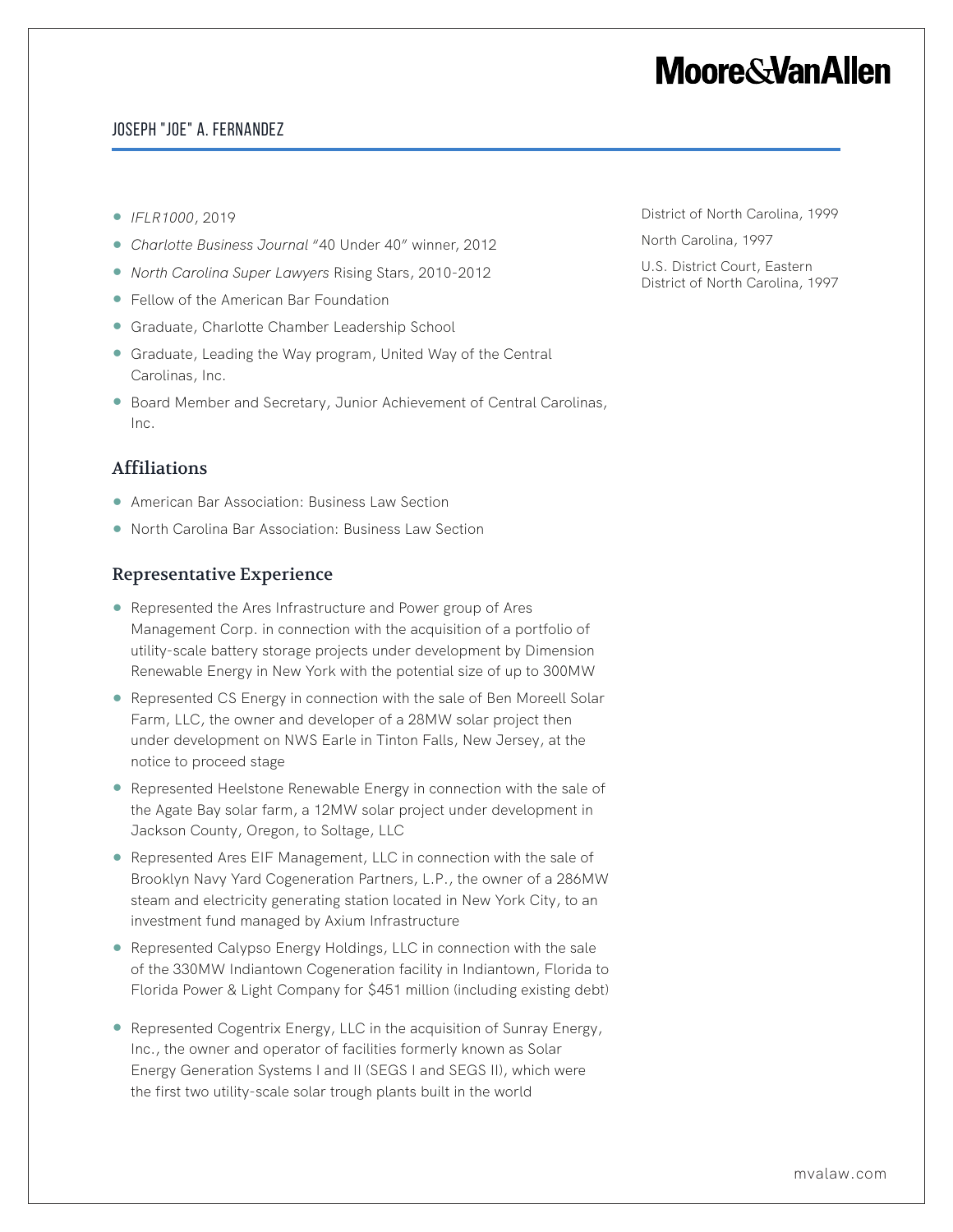- *IFLR1000*, 2019
- *Charlotte Business Journal* "40 Under 40" winner, 2012
- *North Carolina Super Lawyers* Rising Stars, 2010-2012
- Fellow of the American Bar Foundation
- Graduate, Charlotte Chamber Leadership School
- Graduate, Leading the Way program, United Way of the Central Carolinas, Inc.
- Board Member and Secretary, Junior Achievement of Central Carolinas, Inc.

## Affiliations

- American Bar Association: Business Law Section
- North Carolina Bar Association: Business Law Section

## Representative Experience

- Represented the Ares Infrastructure and Power group of Ares Management Corp. in connection with the acquisition of a portfolio of utility-scale battery storage projects under development by Dimension Renewable Energy in New York with the potential size of up to 300MW
- Represented CS Energy in connection with the sale of Ben Moreell Solar Farm, LLC, the owner and developer of a 28MW solar project then under development on NWS Earle in Tinton Falls, New Jersey, at the notice to proceed stage
- Represented Heelstone Renewable Energy in connection with the sale of the Agate Bay solar farm, a 12MW solar project under development in Jackson County, Oregon, to Soltage, LLC
- Represented Ares EIF Management, LLC in connection with the sale of Brooklyn Navy Yard Cogeneration Partners, L.P., the owner of a 286MW steam and electricity generating station located in New York City, to an investment fund managed by Axium Infrastructure
- Represented Calypso Energy Holdings, LLC in connection with the sale of the 330MW Indiantown Cogeneration facility in Indiantown, Florida to Florida Power & Light Company for $451 million (including existing debt)
- Represented Cogentrix Energy, LLC in the acquisition of Sunray Energy, Inc., the owner and operator of facilities formerly known as Solar Energy Generation Systems I and II (SEGS I and SEGS II), which were the first two utility-scale solar trough plants built in the world

District of North Carolina, 1999

North Carolina, 1997

U.S. District Court, Eastern District of North Carolina, 1997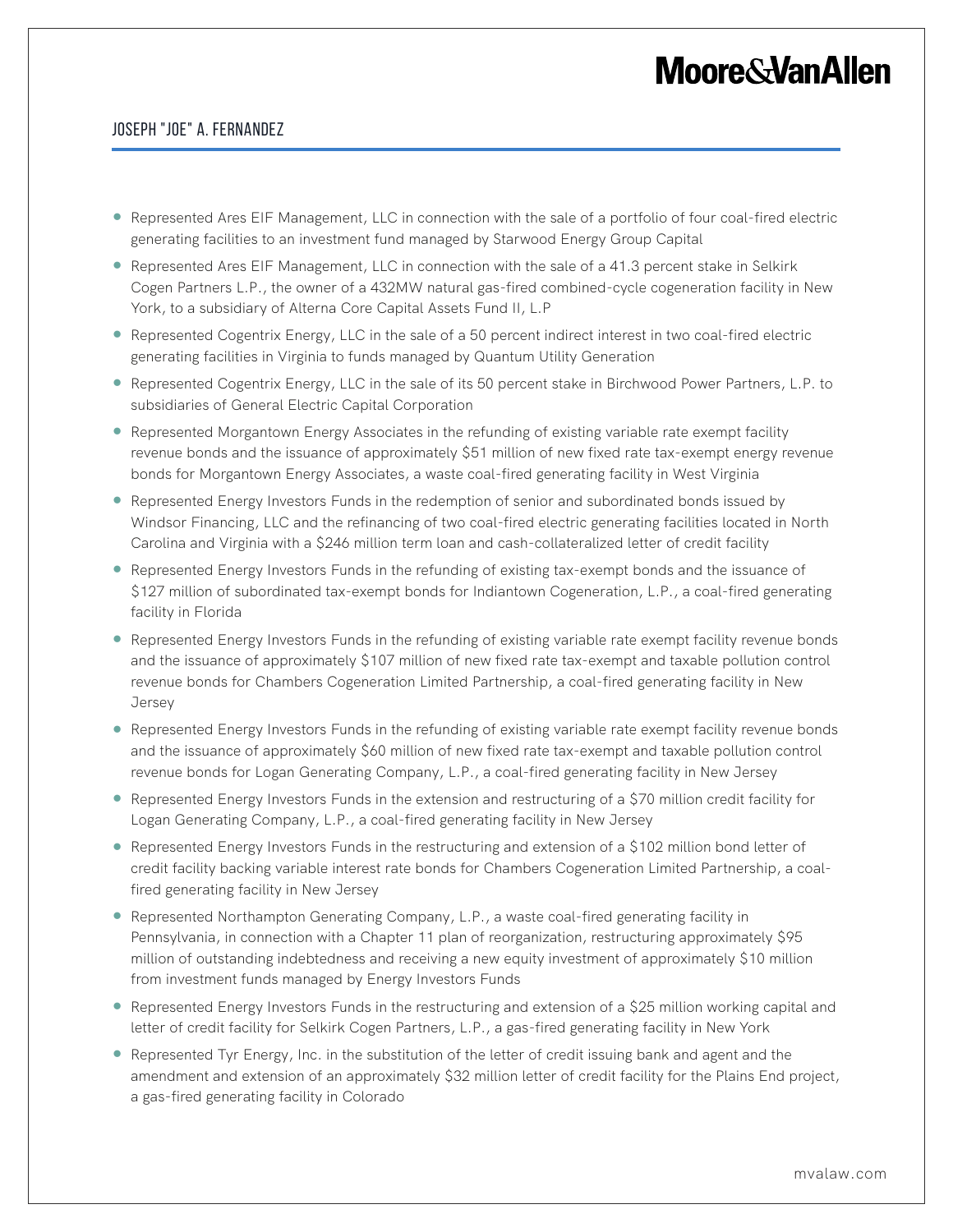- Represented Ares EIF Management, LLC in connection with the sale of a portfolio of four coal-fired electric generating facilities to an investment fund managed by Starwood Energy Group Capital
- Represented Ares EIF Management, LLC in connection with the sale of a 41.3 percent stake in Selkirk Cogen Partners L.P., the owner of a 432MW natural gas-fired combined-cycle cogeneration facility in New York, to a subsidiary of Alterna Core Capital Assets Fund II, L.P
- Represented Cogentrix Energy, LLC in the sale of a 50 percent indirect interest in two coal-fired electric generating facilities in Virginia to funds managed by Quantum Utility Generation
- Represented Cogentrix Energy, LLC in the sale of its 50 percent stake in Birchwood Power Partners, L.P. to subsidiaries of General Electric Capital Corporation
- Represented Morgantown Energy Associates in the refunding of existing variable rate exempt facility revenue bonds and the issuance of approximately $51 million of new fixed rate tax-exempt energy revenue bonds for Morgantown Energy Associates, a waste coal-fired generating facility in West Virginia
- Represented Energy Investors Funds in the redemption of senior and subordinated bonds issued by Windsor Financing, LLC and the refinancing of two coal-fired electric generating facilities located in North Carolina and Virginia with a $246 million term loan and cash-collateralized letter of credit facility
- Represented Energy Investors Funds in the refunding of existing tax-exempt bonds and the issuance of $127 million of subordinated tax-exempt bonds for Indiantown Cogeneration, L.P., a coal-fired generating facility in Florida
- Represented Energy Investors Funds in the refunding of existing variable rate exempt facility revenue bonds and the issuance of approximately $107 million of new fixed rate tax-exempt and taxable pollution control revenue bonds for Chambers Cogeneration Limited Partnership, a coal-fired generating facility in New Jersey
- Represented Energy Investors Funds in the refunding of existing variable rate exempt facility revenue bonds and the issuance of approximately $60 million of new fixed rate tax-exempt and taxable pollution control revenue bonds for Logan Generating Company, L.P., a coal-fired generating facility in New Jersey
- Represented Energy Investors Funds in the extension and restructuring of a $70 million credit facility for Logan Generating Company, L.P., a coal-fired generating facility in New Jersey
- Represented Energy Investors Funds in the restructuring and extension of a $102 million bond letter of credit facility backing variable interest rate bonds for Chambers Cogeneration Limited Partnership, a coal-fired generating facility in New Jersey
- Represented Northampton Generating Company, L.P., a waste coal-fired generating facility in Pennsylvania, in connection with a Chapter 11 plan of reorganization, restructuring approximately $95 million of outstanding indebtedness and receiving a new equity investment of approximately $10 million from investment funds managed by Energy Investors Funds
- Represented Energy Investors Funds in the restructuring and extension of a $25 million working capital and letter of credit facility for Selkirk Cogen Partners, L.P., a gas-fired generating facility in New York
- Represented Tyr Energy, Inc. in the substitution of the letter of credit issuing bank and agent and the amendment and extension of an approximately $32 million letter of credit facility for the Plains End project, a gas-fired generating facility in Colorado